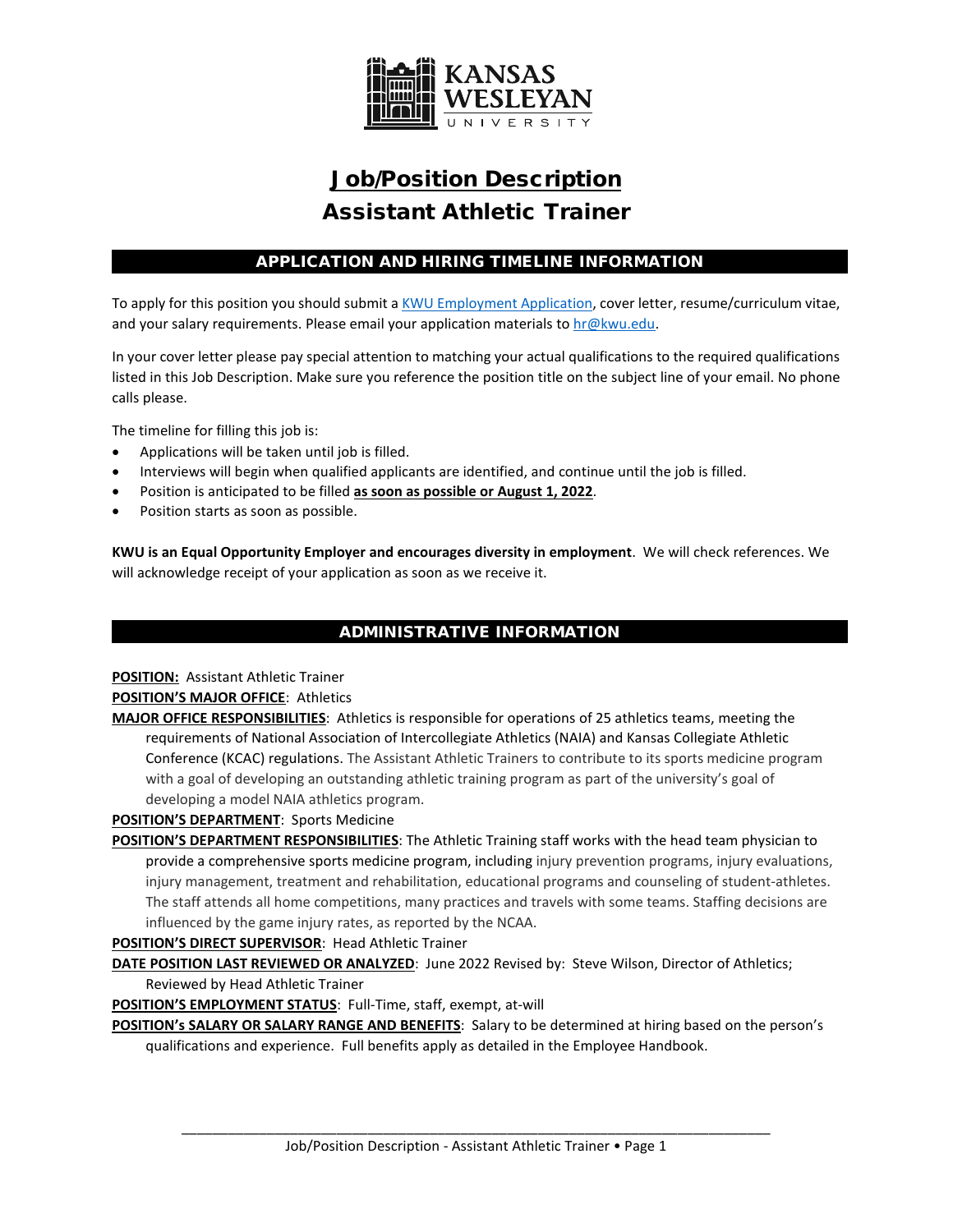KANSAS WESLEYAN UNIVERSITY

# Job/Position Description
## Assistant Athletic Trainer

### APPLICATION AND HIRING TIMELINE INFORMATION

To apply for this position you should submit a KWU Employment Application, cover letter, resume/curriculum vitae, and your salary requirements. Please email your application materials to hr@kwu.edu.

In your cover letter please pay special attention to matching your actual qualifications to the required qualifications listed in this Job Description. Make sure you reference the position title on the subject line of your email. No phone calls please.

The timeline for filling this job is:

- Applications will be taken until job is filled.
- Interviews will begin when qualified applicants are identified, and continue until the job is filled.
- Position is anticipated to be filled **as soon as possible or August 1, 2022**.
- Position starts as soon as possible.

**KWU is an Equal Opportunity Employer and encourages diversity in employment**. We will check references. We will acknowledge receipt of your application as soon as we receive it.

### ADMINISTRATIVE INFORMATION

**POSITION:** Assistant Athletic Trainer

**POSITION'S MAJOR OFFICE**: Athletics

**MAJOR OFFICE RESPONSIBILITIES**: Athletics is responsible for operations of 25 athletics teams, meeting the requirements of National Association of Intercollegiate Athletics (NAIA) and Kansas Collegiate Athletic Conference (KCAC) regulations. The Assistant Athletic Trainers to contribute to its sports medicine program with a goal of developing an outstanding athletic training program as part of the university's goal of developing a model NAIA athletics program.

**POSITION'S DEPARTMENT**: Sports Medicine

**POSITION'S DEPARTMENT RESPONSIBILITIES**: The Athletic Training staff works with the head team physician to provide a comprehensive sports medicine program, including injury prevention programs, injury evaluations, injury management, treatment and rehabilitation, educational programs and counseling of student-athletes. The staff attends all home competitions, many practices and travels with some teams. Staffing decisions are influenced by the game injury rates, as reported by the NCAA.

**POSITION'S DIRECT SUPERVISOR**: Head Athletic Trainer

**DATE POSITION LAST REVIEWED OR ANALYZED**: June 2022 Revised by: Steve Wilson, Director of Athletics; Reviewed by Head Athletic Trainer

**POSITION'S EMPLOYMENT STATUS**: Full-Time, staff, exempt, at-will

**POSITION's SALARY OR SALARY RANGE AND BENEFITS**: Salary to be determined at hiring based on the person's qualifications and experience. Full benefits apply as detailed in the Employee Handbook.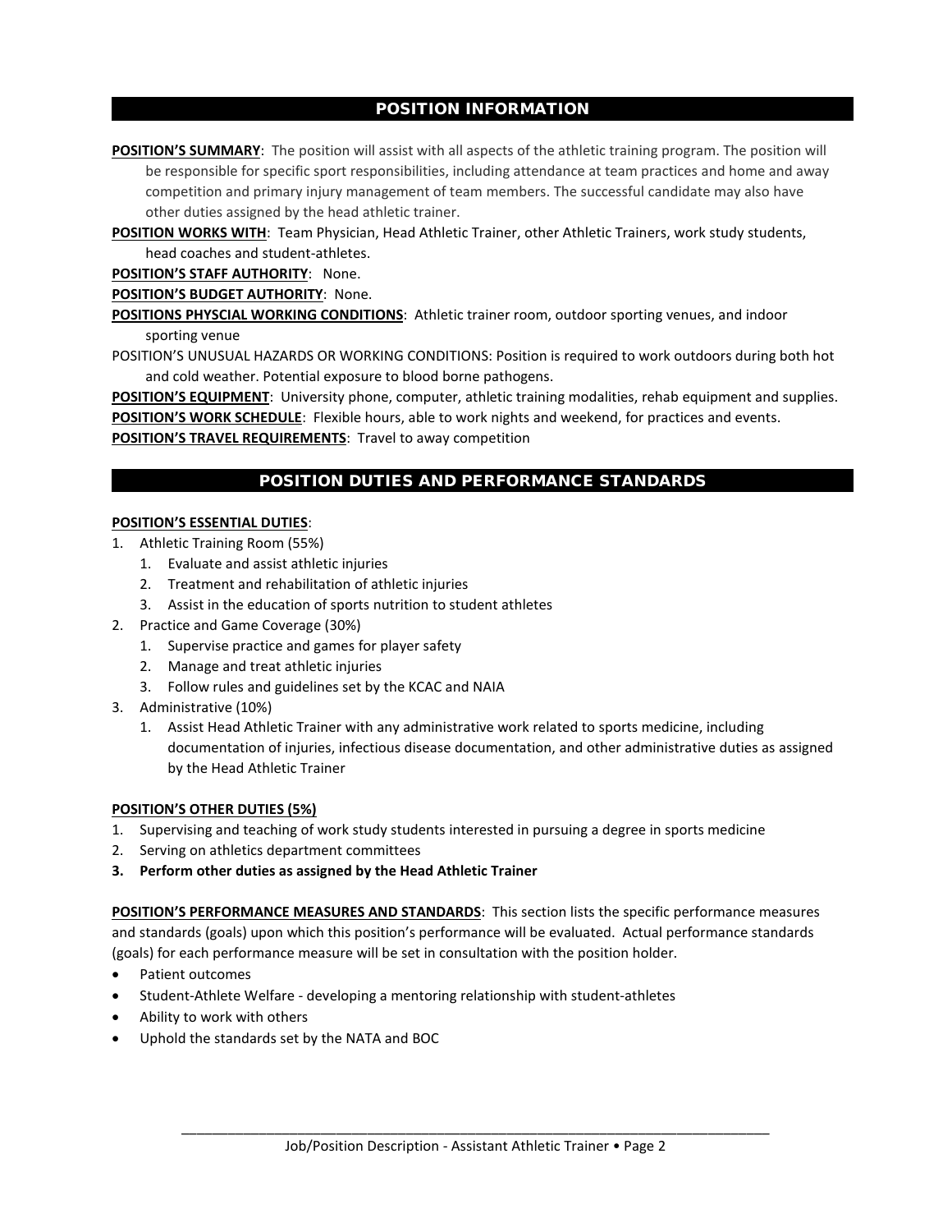## POSITION INFORMATION

**POSITION'S SUMMARY**: The position will assist with all aspects of the athletic training program. The position will be responsible for specific sport responsibilities, including attendance at team practices and home and away competition and primary injury management of team members. The successful candidate may also have other duties assigned by the head athletic trainer.

**POSITION WORKS WITH**: Team Physician, Head Athletic Trainer, other Athletic Trainers, work study students, head coaches and student-athletes.

**POSITION'S STAFF AUTHORITY**: None.

**POSITION'S BUDGET AUTHORITY**: None.

**POSITIONS PHYSCIAL WORKING CONDITIONS**: Athletic trainer room, outdoor sporting venues, and indoor sporting venue

POSITION'S UNUSUAL HAZARDS OR WORKING CONDITIONS: Position is required to work outdoors during both hot and cold weather. Potential exposure to blood borne pathogens.

**POSITION'S EQUIPMENT**: University phone, computer, athletic training modalities, rehab equipment and supplies.

**POSITION'S WORK SCHEDULE**: Flexible hours, able to work nights and weekend, for practices and events.

**POSITION'S TRAVEL REQUIREMENTS**: Travel to away competition

## POSITION DUTIES AND PERFORMANCE STANDARDS

**POSITION'S ESSENTIAL DUTIES**:

1. Athletic Training Room (55%)
   1. Evaluate and assist athletic injuries
   2. Treatment and rehabilitation of athletic injuries
   3. Assist in the education of sports nutrition to student athletes
2. Practice and Game Coverage (30%)
   1. Supervise practice and games for player safety
   2. Manage and treat athletic injuries
   3. Follow rules and guidelines set by the KCAC and NAIA
3. Administrative (10%)
   1. Assist Head Athletic Trainer with any administrative work related to sports medicine, including documentation of injuries, infectious disease documentation, and other administrative duties as assigned by the Head Athletic Trainer

**POSITION'S OTHER DUTIES (5%)**

1. Supervising and teaching of work study students interested in pursuing a degree in sports medicine
2. Serving on athletics department committees
3. **Perform other duties as assigned by the Head Athletic Trainer**

**POSITION'S PERFORMANCE MEASURES AND STANDARDS**: This section lists the specific performance measures and standards (goals) upon which this position's performance will be evaluated. Actual performance standards (goals) for each performance measure will be set in consultation with the position holder.

- Patient outcomes
- Student-Athlete Welfare - developing a mentoring relationship with student-athletes
- Ability to work with others
- Uphold the standards set by the NATA and BOC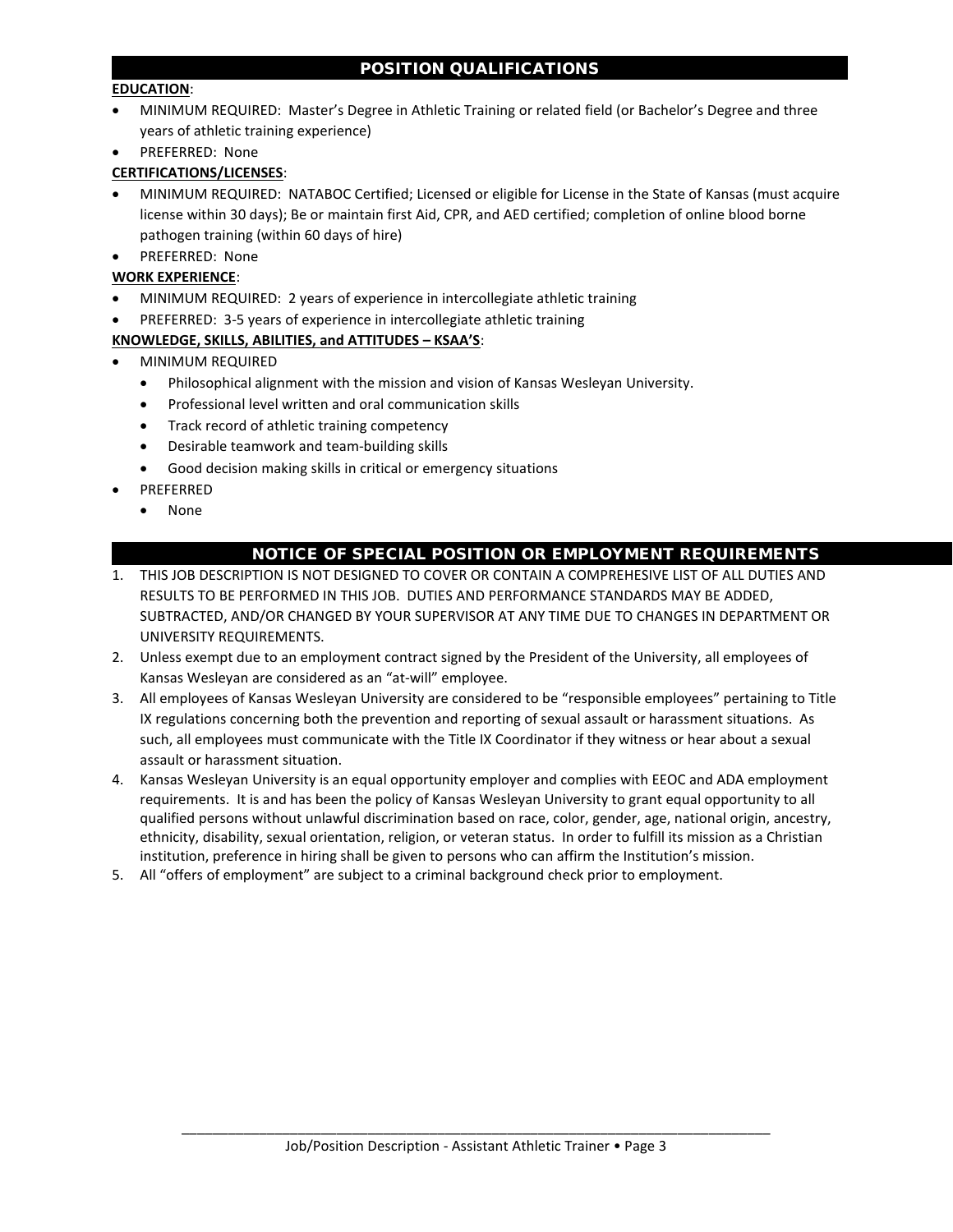## POSITION QUALIFICATIONS

**EDUCATION**:

- MINIMUM REQUIRED: Master's Degree in Athletic Training or related field (or Bachelor's Degree and three years of athletic training experience)
- PREFERRED: None

**CERTIFICATIONS/LICENSES**:

- MINIMUM REQUIRED: NATABOC Certified; Licensed or eligible for License in the State of Kansas (must acquire license within 30 days); Be or maintain first Aid, CPR, and AED certified; completion of online blood borne pathogen training (within 60 days of hire)
- PREFERRED: None

**WORK EXPERIENCE**:

- MINIMUM REQUIRED: 2 years of experience in intercollegiate athletic training
- PREFERRED: 3-5 years of experience in intercollegiate athletic training

**KNOWLEDGE, SKILLS, ABILITIES, and ATTITUDES – KSAA'S**:

- MINIMUM REQUIRED
  - Philosophical alignment with the mission and vision of Kansas Wesleyan University.
  - Professional level written and oral communication skills
  - Track record of athletic training competency
  - Desirable teamwork and team-building skills
  - Good decision making skills in critical or emergency situations
- PREFERRED
  - None

## NOTICE OF SPECIAL POSITION OR EMPLOYMENT REQUIREMENTS

1. THIS JOB DESCRIPTION IS NOT DESIGNED TO COVER OR CONTAIN A COMPREHESIVE LIST OF ALL DUTIES AND RESULTS TO BE PERFORMED IN THIS JOB. DUTIES AND PERFORMANCE STANDARDS MAY BE ADDED, SUBTRACTED, AND/OR CHANGED BY YOUR SUPERVISOR AT ANY TIME DUE TO CHANGES IN DEPARTMENT OR UNIVERSITY REQUIREMENTS.
2. Unless exempt due to an employment contract signed by the President of the University, all employees of Kansas Wesleyan are considered as an "at-will" employee.
3. All employees of Kansas Wesleyan University are considered to be "responsible employees" pertaining to Title IX regulations concerning both the prevention and reporting of sexual assault or harassment situations. As such, all employees must communicate with the Title IX Coordinator if they witness or hear about a sexual assault or harassment situation.
4. Kansas Wesleyan University is an equal opportunity employer and complies with EEOC and ADA employment requirements. It is and has been the policy of Kansas Wesleyan University to grant equal opportunity to all qualified persons without unlawful discrimination based on race, color, gender, age, national origin, ancestry, ethnicity, disability, sexual orientation, religion, or veteran status. In order to fulfill its mission as a Christian institution, preference in hiring shall be given to persons who can affirm the Institution's mission.
5. All "offers of employment" are subject to a criminal background check prior to employment.